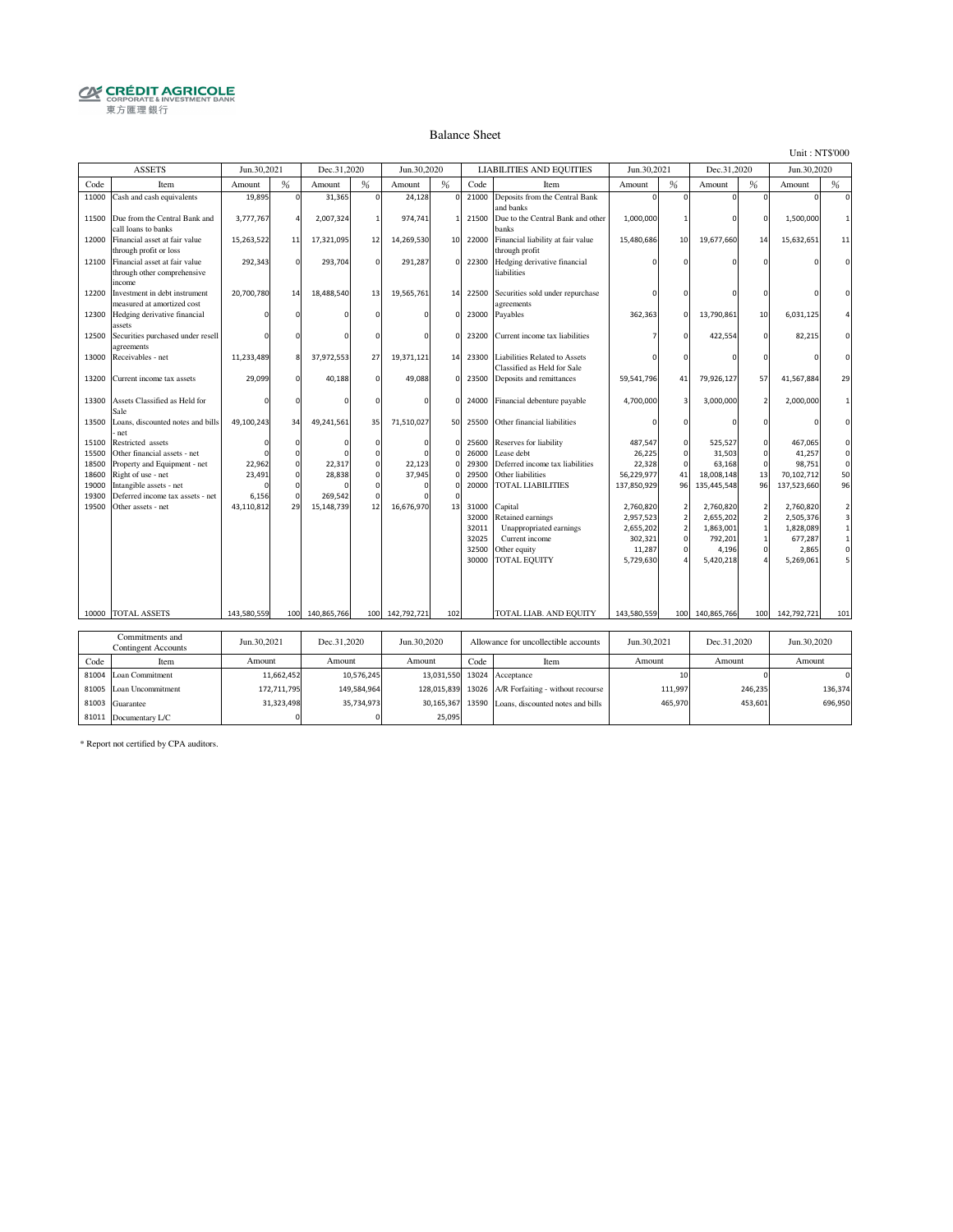CRÉDIT AGRICOLE
CORPORATE & INVESTMENT BANK
東方匯理銀行

# Balance Sheet

Unit : NT$'000

| ASSETS | | Jun.30,2021 | | Dec.31,2020 | | Jun.30,2020 | | LIABILITIES AND EQUITIES | | Jun.30,2021 | | Dec.31,2020 | | Jun.30,2020 | |
|---|---|---|---|---|---|---|---|---|---|---|---|---|---|---|---|
| Code | Item | Amount | % | Amount | % | Amount | % | Code | Item | Amount | % | Amount | % | Amount | % |
| 11000 | Cash and cash equivalents | 19,895 | 0 | 31,365 | 0 | 24,128 | 0 | 21000 | Deposits from the Central Bank and banks | 0 | 0 | 0 | 0 | 0 | 0 |
| 11500 | Due from the Central Bank and call loans to banks | 3,777,767 | 4 | 2,007,324 | 1 | 974,741 | 1 | 21500 | Due to the Central Bank and other banks | 1,000,000 | 1 | 0 | 0 | 1,500,000 | 1 |
| 12000 | Financial asset at fair value through profit or loss | 15,263,522 | 11 | 17,321,095 | 12 | 14,269,530 | 10 | 22000 | Financial liability at fair value through profit | 15,480,686 | 10 | 19,677,660 | 14 | 15,632,651 | 11 |
| 12100 | Financial asset at fair value through other comprehensive income | 292,343 | 0 | 293,704 | 0 | 291,287 | 0 | 22300 | Hedging derivative financial liabilities | 0 | 0 | 0 | 0 | 0 | 0 |
| 12200 | Investment in debt instrument measured at amortized cost | 20,700,780 | 14 | 18,488,540 | 13 | 19,565,761 | 14 | 22500 | Securities sold under repurchase agreements | 0 | 0 | 0 | 0 | 0 | 0 |
| 12300 | Hedging derivative financial assets | 0 | 0 | 0 | 0 | 0 | 0 | 23000 | Payables | 362,363 | 0 | 13,790,861 | 10 | 6,031,125 | 4 |
| 12500 | Securities purchased under resell agreements | 0 | 0 | 0 | 0 | 0 | 0 | 23200 | Current income tax liabilities | 7 | 0 | 422,554 | 0 | 82,215 | 0 |
| 13000 | Receivables - net | 11,233,489 | 8 | 37,972,553 | 27 | 19,371,121 | 14 | 23300 | Liabilities Related to Assets Classified as Held for Sale | 0 | 0 | 0 | 0 | 0 | 0 |
| 13200 | Current income tax assets | 29,099 | 0 | 40,188 | 0 | 49,088 | 0 | 23500 | Deposits and remittances | 59,541,796 | 41 | 79,926,127 | 57 | 41,567,884 | 29 |
| 13300 | Assets Classified as Held for Sale | 0 | 0 | 0 | 0 | 0 | 0 | 24000 | Financial debenture payable | 4,700,000 | 3 | 3,000,000 | 2 | 2,000,000 | 1 |
| 13500 | Loans, discounted notes and bills - net | 49,100,243 | 34 | 49,241,561 | 35 | 71,510,027 | 50 | 25500 | Other financial liabilities | 0 | 0 | 0 | 0 | 0 | 0 |
| 15100 | Restricted assets | 0 | 0 | 0 | 0 | 0 | 0 | 25600 | Reserves for liability | 487,547 | 0 | 525,527 | 0 | 467,065 | 0 |
| 15500 | Other financial assets - net | 0 | 0 | 0 | 0 | 0 | 0 | 26000 | Lease debt | 26,225 | 0 | 31,503 | 0 | 41,257 | 0 |
| 18500 | Property and Equipment - net | 22,962 | 0 | 22,317 | 0 | 22,123 | 0 | 29300 | Deferred income tax liabilities | 22,328 | 0 | 63,168 | 0 | 98,751 | 0 |
| 18600 | Right of use - net | 23,491 | 0 | 28,838 | 0 | 37,945 | 0 | 29500 | Other liabilities | 56,229,977 | 41 | 18,008,148 | 13 | 70,102,712 | 50 |
| 19000 | Intangible assets - net | 0 | 0 | 0 | 0 | 0 | 0 | 20000 | TOTAL LIABILITIES | 137,850,929 | 96 | 135,445,548 | 96 | 137,523,660 | 96 |
| 19300 | Deferred income tax assets - net | 6,156 | 0 | 269,542 | 0 | 0 | 0 | | | | | | | | |
| 19500 | Other assets - net | 43,110,812 | 29 | 15,148,739 | 12 | 16,676,970 | 13 | 31000 | Capital | 2,760,820 | 2 | 2,760,820 | 2 | 2,760,820 | 2 |
| | | | | | | | | 32000 | Retained earnings | 2,957,523 | 2 | 2,655,202 | 2 | 2,505,376 | 3 |
| | | | | | | | | 32011 | Unappropriated earnings | 2,655,202 | 2 | 1,863,001 | 1 | 1,828,089 | 1 |
| | | | | | | | | 32025 | Current income | 302,321 | 0 | 792,201 | 1 | 677,287 | 1 |
| | | | | | | | | 32500 | Other equity | 11,287 | 0 | 4,196 | 0 | 2,865 | 0 |
| | | | | | | | | 30000 | TOTAL EQUITY | 5,729,630 | 4 | 5,420,218 | 4 | 5,269,061 | 5 |
| 10000 | TOTAL ASSETS | 143,580,559 | 100 | 140,865,766 | 100 | 142,792,721 | 102 | | TOTAL LIAB. AND EQUITY | 143,580,559 | 100 | 140,865,766 | 100 | 142,792,721 | 101 |

| Commitments and Contingent Accounts | | Jun.30,2021 | Dec.31,2020 | Jun.30,2020 | Allowance for uncollectible accounts | | Jun.30,2021 | Dec.31,2020 | Jun.30,2020 |
|---|---|---|---|---|---|---|---|---|---|
| Code | Item | Amount | Amount | Amount | Code | Item | Amount | Amount | Amount |
| 81004 | Loan Commitment | 11,662,452 | 10,576,245 | 13,031,550 | 13024 | Acceptance | 10 | 0 | 0 |
| 81005 | Loan Uncommitment | 172,711,795 | 149,584,964 | 128,015,839 | 13026 | A/R Forfaiting - without recourse | 111,997 | 246,235 | 136,374 |
| 81003 | Guarantee | 31,323,498 | 35,734,973 | 30,165,367 | 13590 | Loans, discounted notes and bills | 465,970 | 453,601 | 696,950 |
| 81011 | Documentary L/C | 0 | 0 | 25,095 | | | | | |

* Report not certified by CPA auditors.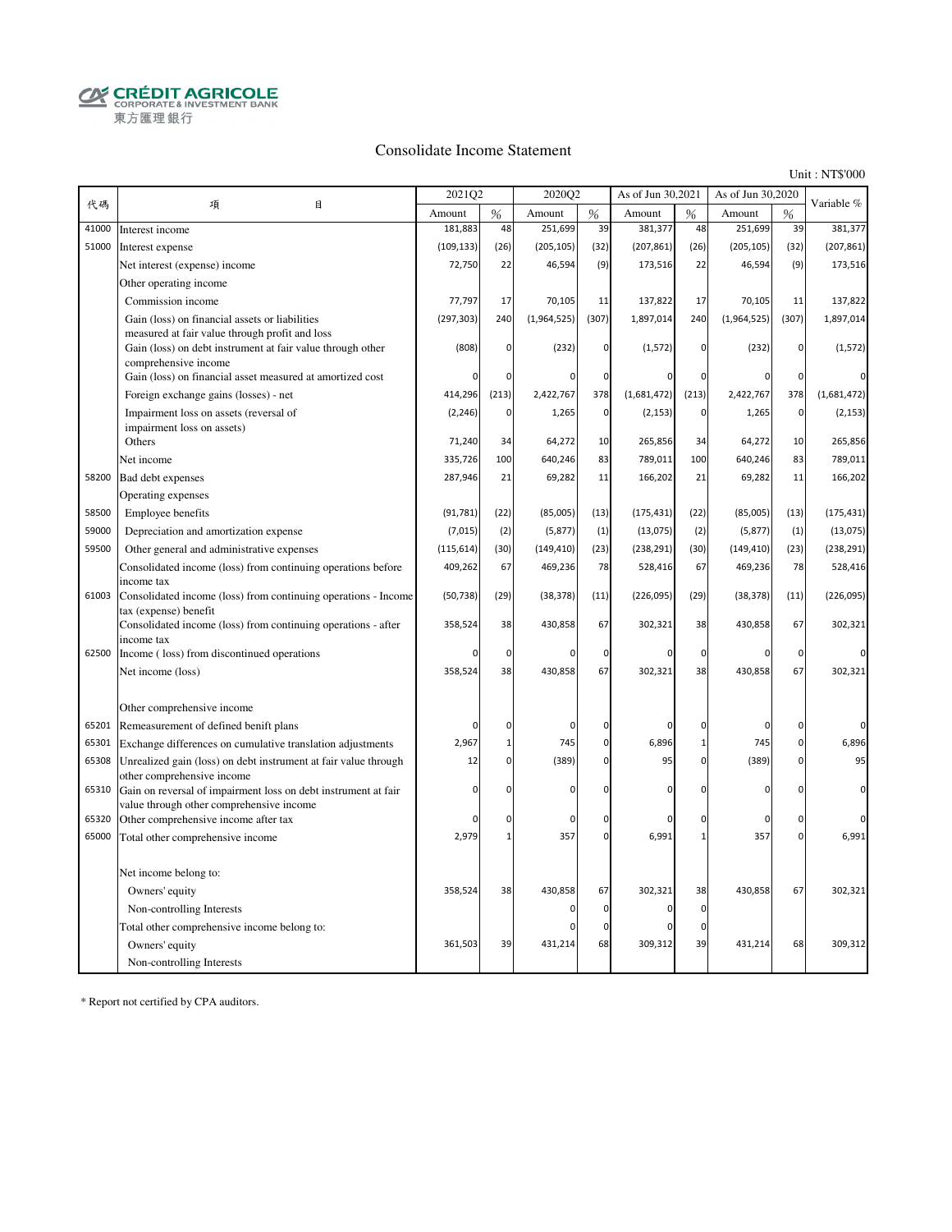CRÉDIT AGRICOLE
CORPORATE & INVESTMENT BANK
東方匯理銀行

# Consolidate Income Statement

Unit : NT$'000

| 代碼 | 項　　　目 | 2021Q2 | | 2020Q2 | | As of Jun 30,2021 | | As of Jun 30,2020 | | Variable % |
|---|---|---|---|---|---|---|---|---|---|---|
| | | Amount | % | Amount | % | Amount | % | Amount | % | |
| 41000 | Interest income | 181,883 | 48 | 251,699 | 39 | 381,377 | 48 | 251,699 | 39 | 381,377 |
| 51000 | Interest expense | (109,133) | (26) | (205,105) | (32) | (207,861) | (26) | (205,105) | (32) | (207,861) |
| | Net interest (expense) income | 72,750 | 22 | 46,594 | (9) | 173,516 | 22 | 46,594 | (9) | 173,516 |
| | Other operating income | | | | | | | | | |
| | Commission income | 77,797 | 17 | 70,105 | 11 | 137,822 | 17 | 70,105 | 11 | 137,822 |
| | Gain (loss) on financial assets or liabilities measured at fair value through profit and loss | (297,303) | 240 | (1,964,525) | (307) | 1,897,014 | 240 | (1,964,525) | (307) | 1,897,014 |
| | Gain (loss) on debt instrument at fair value through other comprehensive income | (808) | 0 | (232) | 0 | (1,572) | 0 | (232) | 0 | (1,572) |
| | Gain (loss) on financial asset measured at amortized cost | 0 | 0 | 0 | 0 | 0 | 0 | 0 | 0 | 0 |
| | Foreign exchange gains (losses) - net | 414,296 | (213) | 2,422,767 | 378 | (1,681,472) | (213) | 2,422,767 | 378 | (1,681,472) |
| | Impairment loss on assets (reversal of impairment loss on assets) | (2,246) | 0 | 1,265 | 0 | (2,153) | 0 | 1,265 | 0 | (2,153) |
| | Others | 71,240 | 34 | 64,272 | 10 | 265,856 | 34 | 64,272 | 10 | 265,856 |
| | Net income | 335,726 | 100 | 640,246 | 83 | 789,011 | 100 | 640,246 | 83 | 789,011 |
| 58200 | Bad debt expenses | 287,946 | 21 | 69,282 | 11 | 166,202 | 21 | 69,282 | 11 | 166,202 |
| | Operating expenses | | | | | | | | | |
| 58500 | Employee benefits | (91,781) | (22) | (85,005) | (13) | (175,431) | (22) | (85,005) | (13) | (175,431) |
| 59000 | Depreciation and amortization expense | (7,015) | (2) | (5,877) | (1) | (13,075) | (2) | (5,877) | (1) | (13,075) |
| 59500 | Other general and administrative expenses | (115,614) | (30) | (149,410) | (23) | (238,291) | (30) | (149,410) | (23) | (238,291) |
| | Consolidated income (loss) from continuing operations before income tax | 409,262 | 67 | 469,236 | 78 | 528,416 | 67 | 469,236 | 78 | 528,416 |
| 61003 | Consolidated income (loss) from continuing operations - Income tax (expense) benefit | (50,738) | (29) | (38,378) | (11) | (226,095) | (29) | (38,378) | (11) | (226,095) |
| | Consolidated income (loss) from continuing operations - after income tax | 358,524 | 38 | 430,858 | 67 | 302,321 | 38 | 430,858 | 67 | 302,321 |
| 62500 | Income ( loss) from discontinued operations | 0 | 0 | 0 | 0 | 0 | 0 | 0 | 0 | 0 |
| | Net income (loss) | 358,524 | 38 | 430,858 | 67 | 302,321 | 38 | 430,858 | 67 | 302,321 |
| | | | | | | | | | | |
| | Other comprehensive income | | | | | | | | | |
| 65201 | Remeasurement of defined benifit plans | 0 | 0 | 0 | 0 | 0 | 0 | 0 | 0 | 0 |
| 65301 | Exchange differences on cumulative translation adjustments | 2,967 | 1 | 745 | 0 | 6,896 | 1 | 745 | 0 | 6,896 |
| 65308 | Unrealized gain (loss) on debt instrument at fair value through other comprehensive income | 12 | 0 | (389) | 0 | 95 | 0 | (389) | 0 | 95 |
| 65310 | Gain on reversal of impairment loss on debt instrument at fair value through other comprehensive income | 0 | 0 | 0 | 0 | 0 | 0 | 0 | 0 | 0 |
| 65320 | Other comprehensive income after tax | 0 | 0 | 0 | 0 | 0 | 0 | 0 | 0 | 0 |
| 65000 | Total other comprehensive income | 2,979 | 1 | 357 | 0 | 6,991 | 1 | 357 | 0 | 6,991 |
| | | | | | | | | | | |
| | Net income belong to: | | | | | | | | | |
| | Owners' equity | 358,524 | 38 | 430,858 | 67 | 302,321 | 38 | 430,858 | 67 | 302,321 |
| | Non-controlling Interests | | | 0 | 0 | 0 | 0 | | | |
| | Total other comprehensive income belong to: | | | 0 | 0 | 0 | 0 | | | |
| | Owners' equity | 361,503 | 39 | 431,214 | 68 | 309,312 | 39 | 431,214 | 68 | 309,312 |
| | Non-controlling Interests | | | | | | | | | |

* Report not certified by CPA auditors.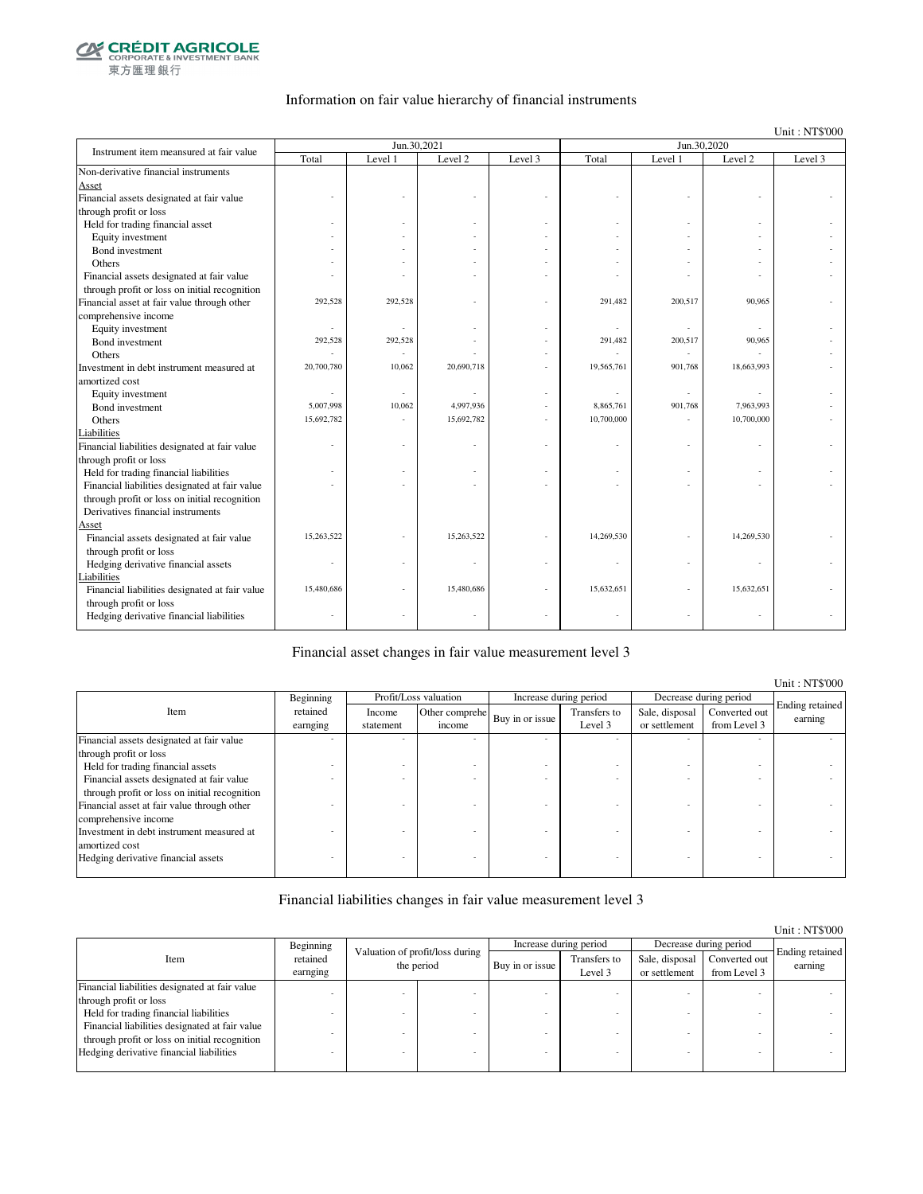CRÉDIT AGRICOLE
CORPORATE & INVESTMENT BANK
東方匯理銀行

## Information on fair value hierarchy of financial instruments

Unit : NT$'000

| Instrument item measured at fair value | Jun.30,2021 | | | | Jun.30,2020 | | | |
|---|---|---|---|---|---|---|---|---|
| | Total | Level 1 | Level 2 | Level 3 | Total | Level 1 | Level 2 | Level 3 |
| Non-derivative financial instruments | | | | | | | | |
| Asset | | | | | | | | |
| Financial assets designated at fair value through profit or loss | - | - | - | - | - | - | - | - |
| Held for trading financial asset | - | - | - | - | - | - | - | - |
| Equity investment | - | - | - | - | - | - | - | - |
| Bond investment | - | - | - | - | - | - | - | - |
| Others | - | - | - | - | - | - | - | - |
| Financial assets designated at fair value through profit or loss on initial recognition | - | - | - | - | - | - | - | - |
| Financial asset at fair value through other comprehensive income | 292,528 | 292,528 | - | - | 291,482 | 200,517 | 90,965 | - |
| Equity investment | - | - | - | - | - | - | - | - |
| Bond investment | 292,528 | 292,528 | - | - | 291,482 | 200,517 | 90,965 | - |
| Others | - | - | - | - | - | - | - | - |
| Investment in debt instrument measured at amortized cost | 20,700,780 | 10,062 | 20,690,718 | - | 19,565,761 | 901,768 | 18,663,993 | - |
| Equity investment | - | - | - | - | - | - | - | - |
| Bond investment | 5,007,998 | 10,062 | 4,997,936 | - | 8,865,761 | 901,768 | 7,963,993 | - |
| Others | 15,692,782 | - | 15,692,782 | - | 10,700,000 | - | 10,700,000 | - |
| Liabilities | | | | | | | | |
| Financial liabilities designated at fair value through profit or loss | - | - | - | - | - | - | - | - |
| Held for trading financial liabilities | - | - | - | - | - | - | - | - |
| Financial liabilities designated at fair value through profit or loss on initial recognition | - | - | - | - | - | - | - | - |
| Derivatives financial instruments | | | | | | | | |
| Asset | | | | | | | | |
| Financial assets designated at fair value through profit or loss | 15,263,522 | - | 15,263,522 | - | 14,269,530 | - | 14,269,530 | - |
| Hedging derivative financial assets | - | - | - | - | - | - | - | - |
| Liabilities | | | | | | | | |
| Financial liabilities designated at fair value through profit or loss | 15,480,686 | - | 15,480,686 | - | 15,632,651 | - | 15,632,651 | - |
| Hedging derivative financial liabilities | - | - | - | - | - | - | - | - |

## Financial asset changes in fair value measurement level 3

Unit : NT$'000

| Item | Beginning retained earnging | Profit/Loss valuation | | Increase during period | | Decrease during period | | Ending retained earning |
|---|---|---|---|---|---|---|---|---|
| | | Income statement | Other comprehe income | Buy in or issue | Transfers to Level 3 | Sale, disposal or settlement | Converted out from Level 3 | |
| Financial assets designated at fair value through profit or loss | - | - | - | - | - | - | - | - |
| Held for trading financial assets | - | - | - | - | - | - | - | - |
| Financial assets designated at fair value through profit or loss on initial recognition | - | - | - | - | - | - | - | - |
| Financial asset at fair value through other comprehensive income | - | - | - | - | - | - | - | - |
| Investment in debt instrument measured at amortized cost | - | - | - | - | - | - | - | - |
| Hedging derivative financial assets | - | - | - | - | - | - | - | - |

## Financial liabilities changes in fair value measurement level 3

Unit : NT$'000

| Item | Beginning retained earnging | Valuation of profit/loss during the period | | Increase during period | | Decrease during period | | Ending retained earning |
|---|---|---|---|---|---|---|---|---|
| | | | | Buy in or issue | Transfers to Level 3 | Sale, disposal or settlement | Converted out from Level 3 | |
| Financial liabilities designated at fair value through profit or loss | - | - | - | - | - | - | - | - |
| Held for trading financial liabilities | - | - | - | - | - | - | - | - |
| Financial liabilities designated at fair value through profit or loss on initial recognition | - | - | - | - | - | - | - | - |
| Hedging derivative financial liabilities | - | - | - | - | - | - | - | - |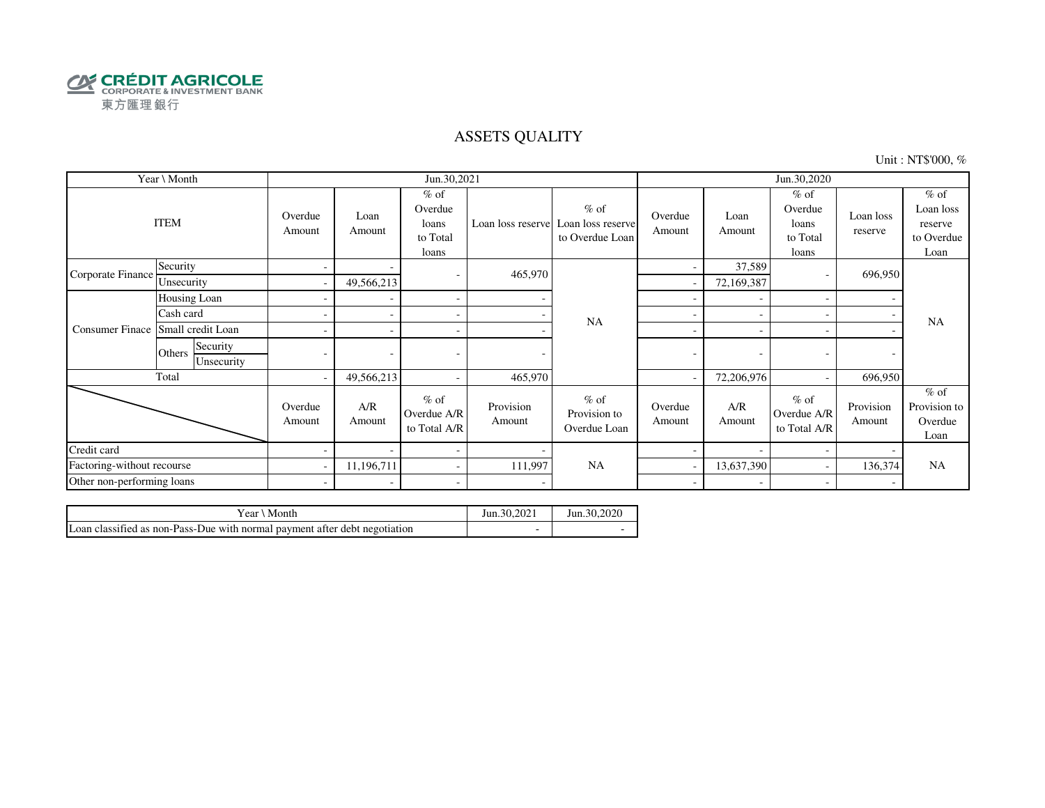CRÉDIT AGRICOLE
CORPORATE & INVESTMENT BANK
東方匯理銀行

# ASSETS QUALITY

Unit : NT$'000, %

| Year \ Month | | | Jun.30,2021 | | | | | Jun.30,2020 | | | | |
|---|---|---|---|---|---|---|---|---|---|---|---|---|
| ITEM | | | Overdue Amount | Loan Amount | % of Overdue loans to Total loans | Loan loss reserve | % of Loan loss reserve to Overdue Loan | Overdue Amount | Loan Amount | % of Overdue loans to Total loans | Loan loss reserve | % of Loan loss reserve to Overdue Loan |
| Corporate Finance | Security | | - | - | - | 465,970 | NA | - | 37,589 | - | 696,950 | NA |
| | Unsecurity | | - | 49,566,213 | | | | - | 72,169,387 | | | |
| Consumer Finace | Housing Loan | | - | - | - | - | | - | - | - | - | |
| | Cash card | | - | - | - | - | | - | - | - | - | |
| | Small credit Loan | | - | - | - | - | | - | - | - | - | |
| | Others | Security | - | - | - | - | | - | - | - | - | |
| | | Unsecurity | | | | | | | | | | |
| Total | | | - | 49,566,213 | - | 465,970 | | - | 72,206,976 | - | 696,950 | |
| | | | Overdue Amount | A/R Amount | % of Overdue A/R to Total A/R | Provision Amount | % of Provision to Overdue Loan | Overdue Amount | A/R Amount | % of Overdue A/R to Total A/R | Provision Amount | % of Provision to Overdue Loan |
| Credit card | | | - | - | - | - | NA | - | - | - | - | NA |
| Factoring-without recourse | | | - | 11,196,711 | - | 111,997 | | - | 13,637,390 | - | 136,374 | |
| Other non-performing loans | | | - | - | - | - | | - | - | - | - | |

| Year \ Month | Jun.30,2021 | Jun.30,2020 |
|---|---|---|
| Loan classified as non-Pass-Due with normal payment after debt negotiation | - | - |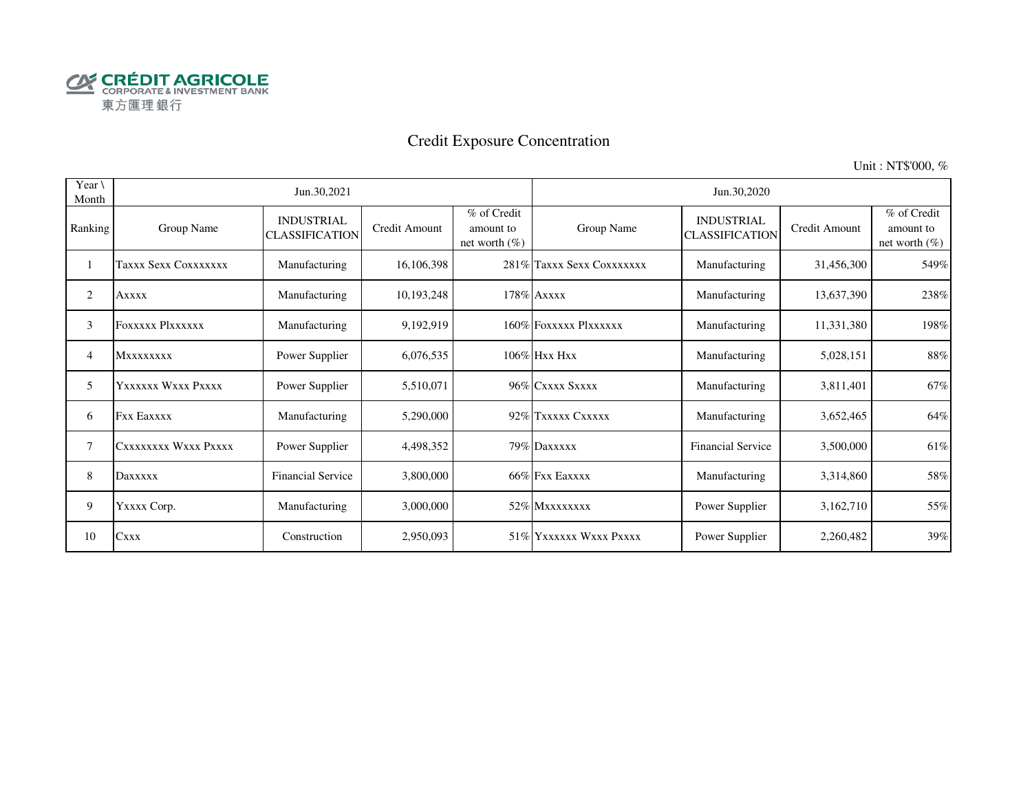CRÉDIT AGRICOLE
CORPORATE & INVESTMENT BANK
東方匯理銀行

# Credit Exposure Concentration

Unit : NT$'000, %

| Year \ Month | Jun.30,2021 | | | | Jun.30,2020 | | | |
|---|---|---|---|---|---|---|---|---|
| Ranking | Group Name | INDUSTRIAL CLASSIFICATION | Credit Amount | % of Credit amount to net worth (%) | Group Name | INDUSTRIAL CLASSIFICATION | Credit Amount | % of Credit amount to net worth (%) |
| 1 | Taxxx Sexx Coxxxxxxx | Manufacturing | 16,106,398 | 281% | Taxxx Sexx Coxxxxxxx | Manufacturing | 31,456,300 | 549% |
| 2 | Axxxx | Manufacturing | 10,193,248 | 178% | Axxxx | Manufacturing | 13,637,390 | 238% |
| 3 | Foxxxxx Plxxxxxx | Manufacturing | 9,192,919 | 160% | Foxxxxx Plxxxxxx | Manufacturing | 11,331,380 | 198% |
| 4 | Mxxxxxxxx | Power Supplier | 6,076,535 | 106% | Hxx Hxx | Manufacturing | 5,028,151 | 88% |
| 5 | Yxxxxxx Wxxx Pxxxx | Power Supplier | 5,510,071 | 96% | Cxxxx Sxxxx | Manufacturing | 3,811,401 | 67% |
| 6 | Fxx Eaxxxx | Manufacturing | 5,290,000 | 92% | Txxxxx Cxxxxx | Manufacturing | 3,652,465 | 64% |
| 7 | Cxxxxxxxx Wxxx Pxxxx | Power Supplier | 4,498,352 | 79% | Daxxxxx | Financial Service | 3,500,000 | 61% |
| 8 | Daxxxxx | Financial Service | 3,800,000 | 66% | Fxx Eaxxxx | Manufacturing | 3,314,860 | 58% |
| 9 | Yxxxx Corp. | Manufacturing | 3,000,000 | 52% | Mxxxxxxxx | Power Supplier | 3,162,710 | 55% |
| 10 | Cxxx | Construction | 2,950,093 | 51% | Yxxxxxx Wxxx Pxxxx | Power Supplier | 2,260,482 | 39% |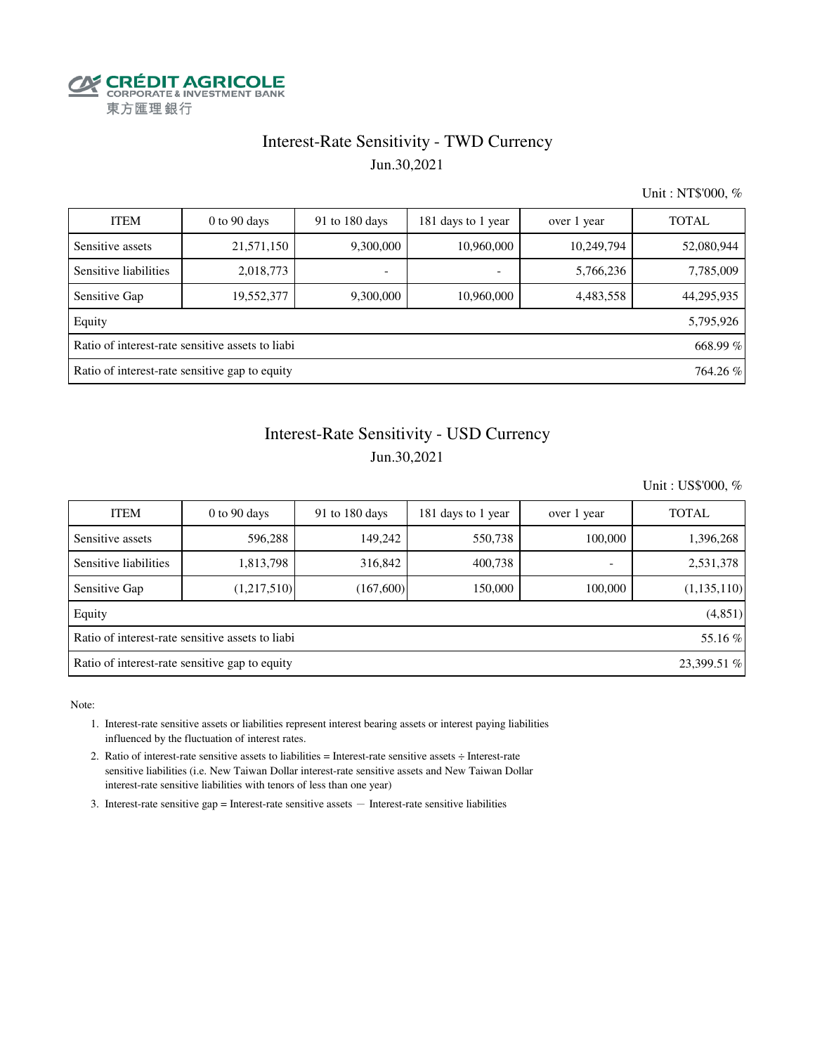CRÉDIT AGRICOLE
CORPORATE & INVESTMENT BANK
東方匯理銀行

# Interest-Rate Sensitivity - TWD Currency

Jun.30,2021

Unit : NT$'000, %

| ITEM | 0 to 90 days | 91 to 180 days | 181 days to 1 year | over 1 year | TOTAL |
|---|---|---|---|---|---|
| Sensitive assets | 21,571,150 | 9,300,000 | 10,960,000 | 10,249,794 | 52,080,944 |
| Sensitive liabilities | 2,018,773 | - | - | 5,766,236 | 7,785,009 |
| Sensitive Gap | 19,552,377 | 9,300,000 | 10,960,000 | 4,483,558 | 44,295,935 |
| Equity | | | | | 5,795,926 |
| Ratio of interest-rate sensitive assets to liabi | | | | | 668.99 % |
| Ratio of interest-rate sensitive gap to equity | | | | | 764.26 % |

# Interest-Rate Sensitivity - USD Currency

Jun.30,2021

Unit : US$'000, %

| ITEM | 0 to 90 days | 91 to 180 days | 181 days to 1 year | over 1 year | TOTAL |
|---|---|---|---|---|---|
| Sensitive assets | 596,288 | 149,242 | 550,738 | 100,000 | 1,396,268 |
| Sensitive liabilities | 1,813,798 | 316,842 | 400,738 | - | 2,531,378 |
| Sensitive Gap | (1,217,510) | (167,600) | 150,000 | 100,000 | (1,135,110) |
| Equity | | | | | (4,851) |
| Ratio of interest-rate sensitive assets to liabi | | | | | 55.16 % |
| Ratio of interest-rate sensitive gap to equity | | | | | 23,399.51 % |

Note:

1. Interest-rate sensitive assets or liabilities represent interest bearing assets or interest paying liabilities influenced by the fluctuation of interest rates.
2. Ratio of interest-rate sensitive assets to liabilities = Interest-rate sensitive assets ÷ Interest-rate sensitive liabilities (i.e. New Taiwan Dollar interest-rate sensitive assets and New Taiwan Dollar interest-rate sensitive liabilities with tenors of less than one year)
3. Interest-rate sensitive gap = Interest-rate sensitive assets — Interest-rate sensitive liabilities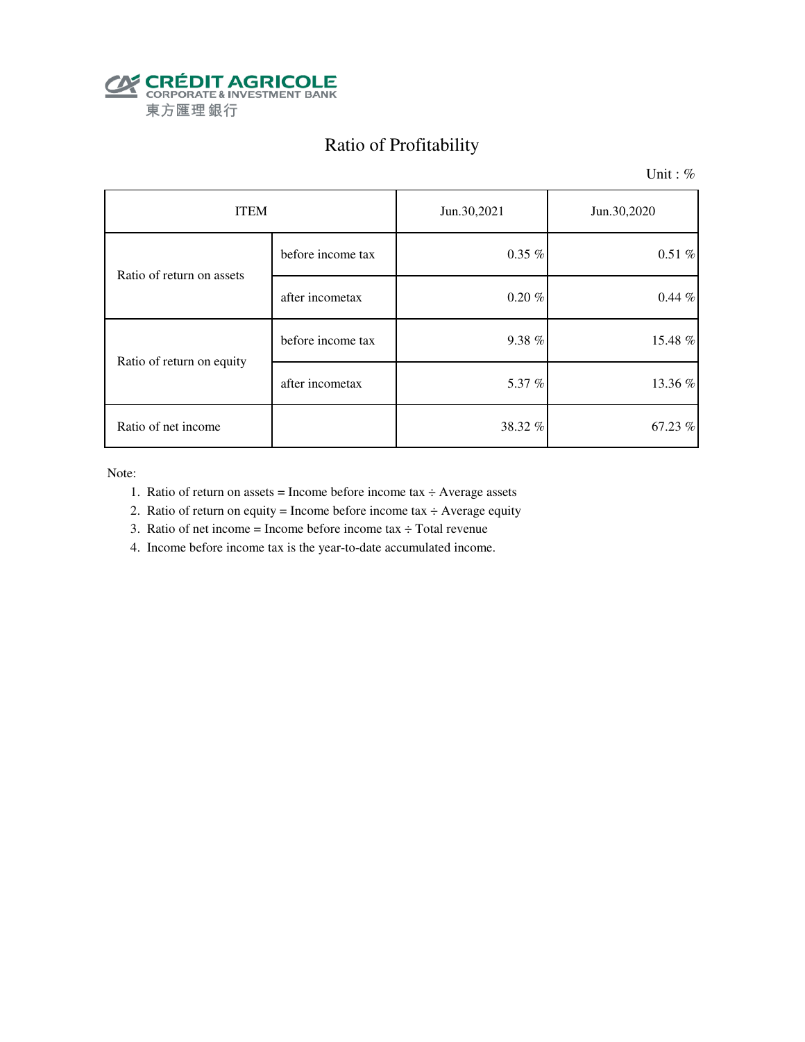CRÉDIT AGRICOLE
CORPORATE & INVESTMENT BANK
東方匯理銀行

# Ratio of Profitability

Unit : %

| ITEM | | Jun.30,2021 | Jun.30,2020 |
|---|---|---|---|
| Ratio of return on assets | before income tax | 0.35 % | 0.51 % |
| | after incometax | 0.20 % | 0.44 % |
| Ratio of return on equity | before income tax | 9.38 % | 15.48 % |
| | after incometax | 5.37 % | 13.36 % |
| Ratio of net income | | 38.32 % | 67.23 % |

Note:

1. Ratio of return on assets = Income before income tax ÷ Average assets
2. Ratio of return on equity = Income before income tax ÷ Average equity
3. Ratio of net income = Income before income tax ÷ Total revenue
4. Income before income tax is the year-to-date accumulated income.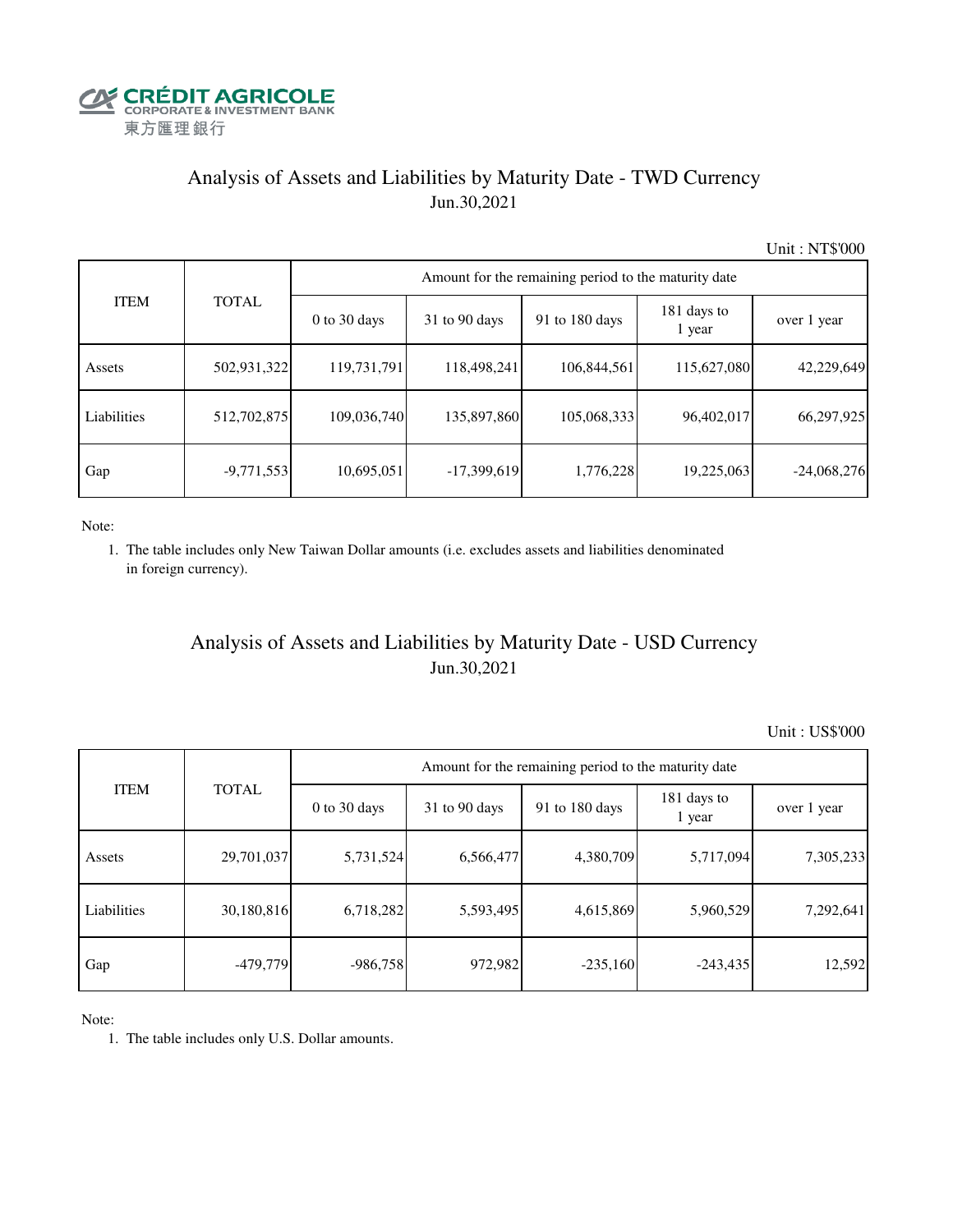CRÉDIT AGRICOLE
CORPORATE & INVESTMENT BANK
東方匯理銀行

## Analysis of Assets and Liabilities by Maturity Date - TWD Currency
Jun.30,2021

Unit : NT$'000

| ITEM | TOTAL | Amount for the remaining period to the maturity date | | | | |
|---|---|---|---|---|---|---|
| | | 0 to 30 days | 31 to 90 days | 91 to 180 days | 181 days to 1 year | over 1 year |
| Assets | 502,931,322 | 119,731,791 | 118,498,241 | 106,844,561 | 115,627,080 | 42,229,649 |
| Liabilities | 512,702,875 | 109,036,740 | 135,897,860 | 105,068,333 | 96,402,017 | 66,297,925 |
| Gap | -9,771,553 | 10,695,051 | -17,399,619 | 1,776,228 | 19,225,063 | -24,068,276 |

Note:

1. The table includes only New Taiwan Dollar amounts (i.e. excludes assets and liabilities denominated in foreign currency).

## Analysis of Assets and Liabilities by Maturity Date - USD Currency
Jun.30,2021

Unit : US$'000

| ITEM | TOTAL | Amount for the remaining period to the maturity date | | | | |
|---|---|---|---|---|---|---|
| | | 0 to 30 days | 31 to 90 days | 91 to 180 days | 181 days to 1 year | over 1 year |
| Assets | 29,701,037 | 5,731,524 | 6,566,477 | 4,380,709 | 5,717,094 | 7,305,233 |
| Liabilities | 30,180,816 | 6,718,282 | 5,593,495 | 4,615,869 | 5,960,529 | 7,292,641 |
| Gap | -479,779 | -986,758 | 972,982 | -235,160 | -243,435 | 12,592 |

Note:

1. The table includes only U.S. Dollar amounts.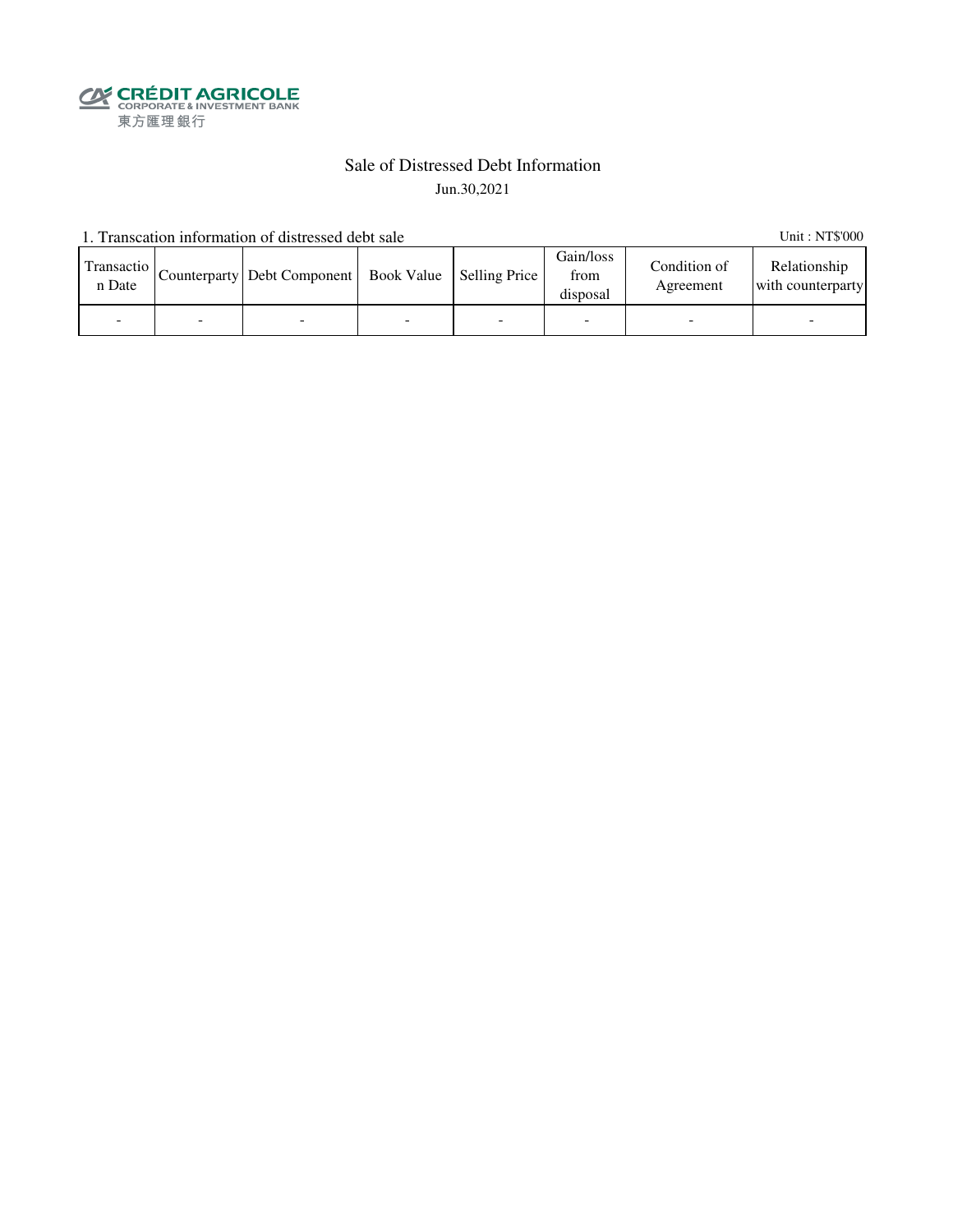CRÉDIT AGRICOLE
CORPORATE & INVESTMENT BANK
東方匯理銀行

# Sale of Distressed Debt Information

Jun.30,2021

1. Transcation information of distressed debt sale

Unit : NT$'000

| Transaction Date | Counterparty | Debt Component | Book Value | Selling Price | Gain/loss from disposal | Condition of Agreement | Relationship with counterparty |
|---|---|---|---|---|---|---|---|
| - | - | - | - | - | - | - | - |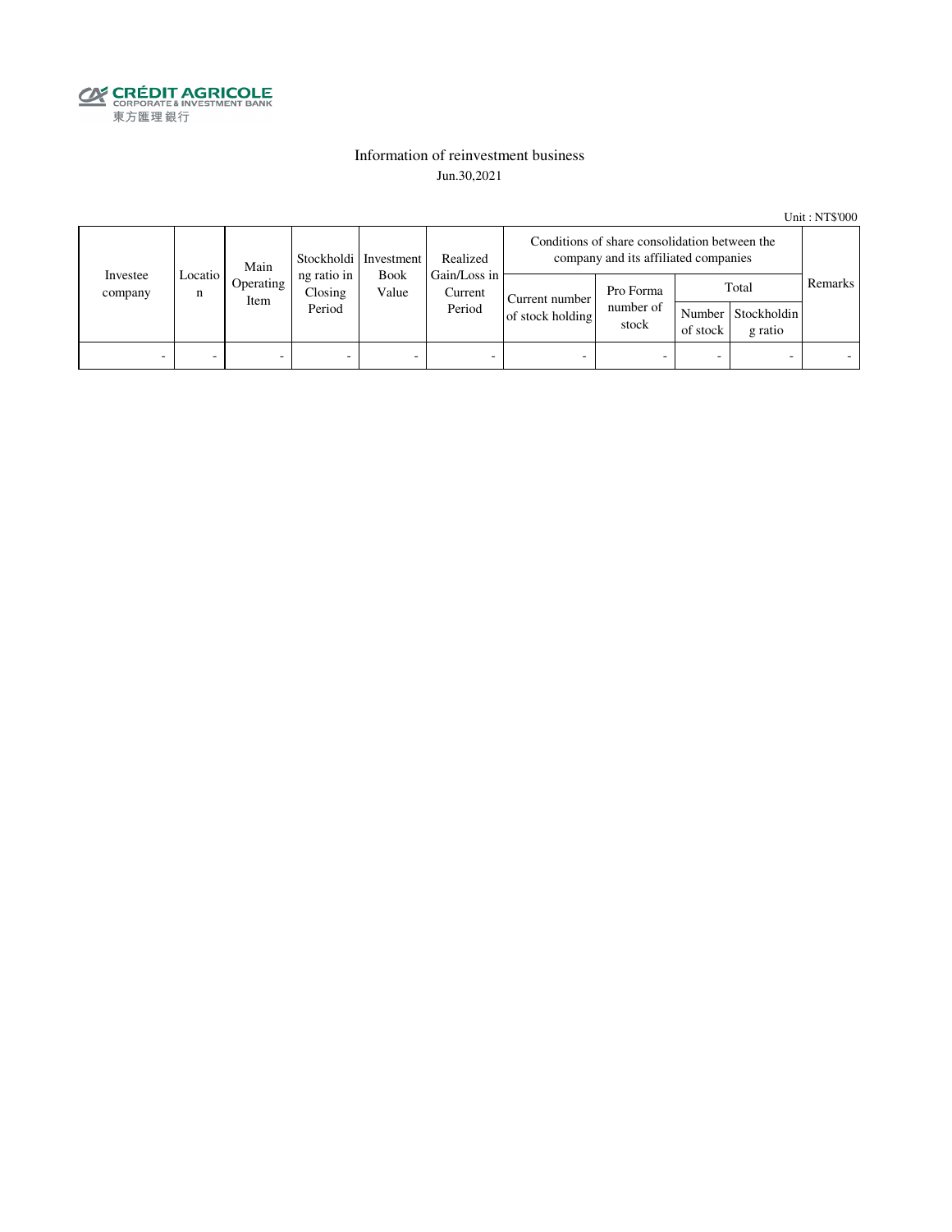CRÉDIT AGRICOLE
CORPORATE & INVESTMENT BANK
東方匯理銀行

# Information of reinvestment business

Jun.30,2021

Unit : NT$'000

| Investee company | Location | Main Operating Item | Stockholding ratio in Closing Period | Investment Book Value | Realized Gain/Loss in Current Period | Conditions of share consolidation between the company and its affiliated companies | | | | Remarks |
|---|---|---|---|---|---|---|---|---|---|---|
| | | | | | | Current number of stock holding | Pro Forma number of stock | Total | | |
| | | | | | | | | Number of stock | Stockholding ratio | |
| - | - | - | - | - | - | - | - | - | - | - |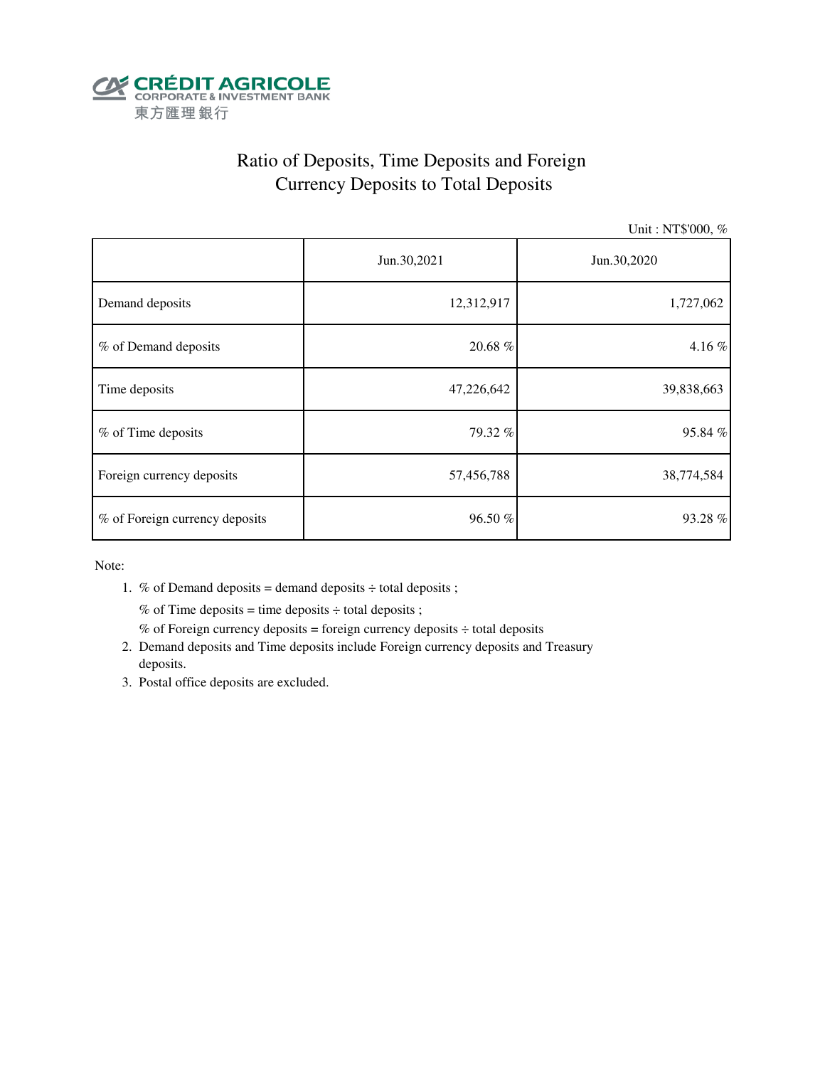CRÉDIT AGRICOLE
CORPORATE & INVESTMENT BANK
東方匯理銀行

# Ratio of Deposits, Time Deposits and Foreign Currency Deposits to Total Deposits

Unit : NT$'000, %

| | Jun.30,2021 | Jun.30,2020 |
|---|---|---|
| Demand deposits | 12,312,917 | 1,727,062 |
| % of Demand deposits | 20.68 % | 4.16 % |
| Time deposits | 47,226,642 | 39,838,663 |
| % of Time deposits | 79.32 % | 95.84 % |
| Foreign currency deposits | 57,456,788 | 38,774,584 |
| % of Foreign currency deposits | 96.50 % | 93.28 % |

Note:

1. % of Demand deposits = demand deposits ÷ total deposits ;
   % of Time deposits = time deposits ÷ total deposits ;
   % of Foreign currency deposits = foreign currency deposits ÷ total deposits
2. Demand deposits and Time deposits include Foreign currency deposits and Treasury deposits.
3. Postal office deposits are excluded.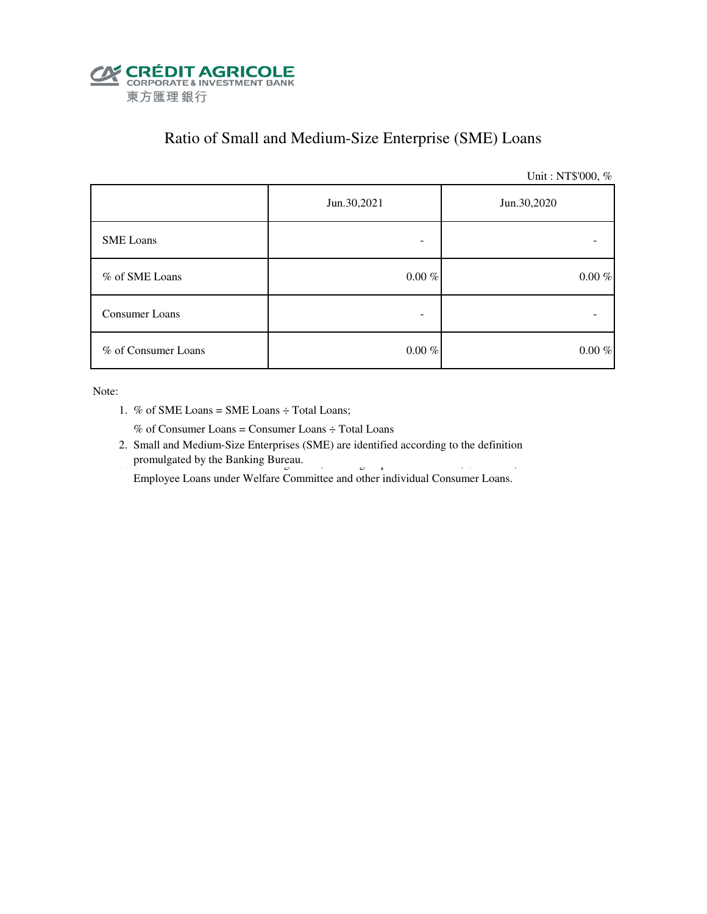CRÉDIT AGRICOLE
CORPORATE & INVESTMENT BANK
東方匯理銀行

# Ratio of Small and Medium-Size Enterprise (SME) Loans

Unit : NT$'000, %

| | Jun.30,2021 | Jun.30,2020 |
|---|---|---|
| SME Loans | - | - |
| % of SME Loans | 0.00 % | 0.00 % |
| Consumer Loans | - | - |
| % of Consumer Loans | 0.00 % | 0.00 % |

Note:

1. % of SME Loans = SME Loans ÷ Total Loans;

   % of Consumer Loans = Consumer Loans ÷ Total Loans
2. Small and Medium-Size Enterprises (SME) are identified according to the definition promulgated by the Banking Bureau.

   Employee Loans under Welfare Committee and other individual Consumer Loans.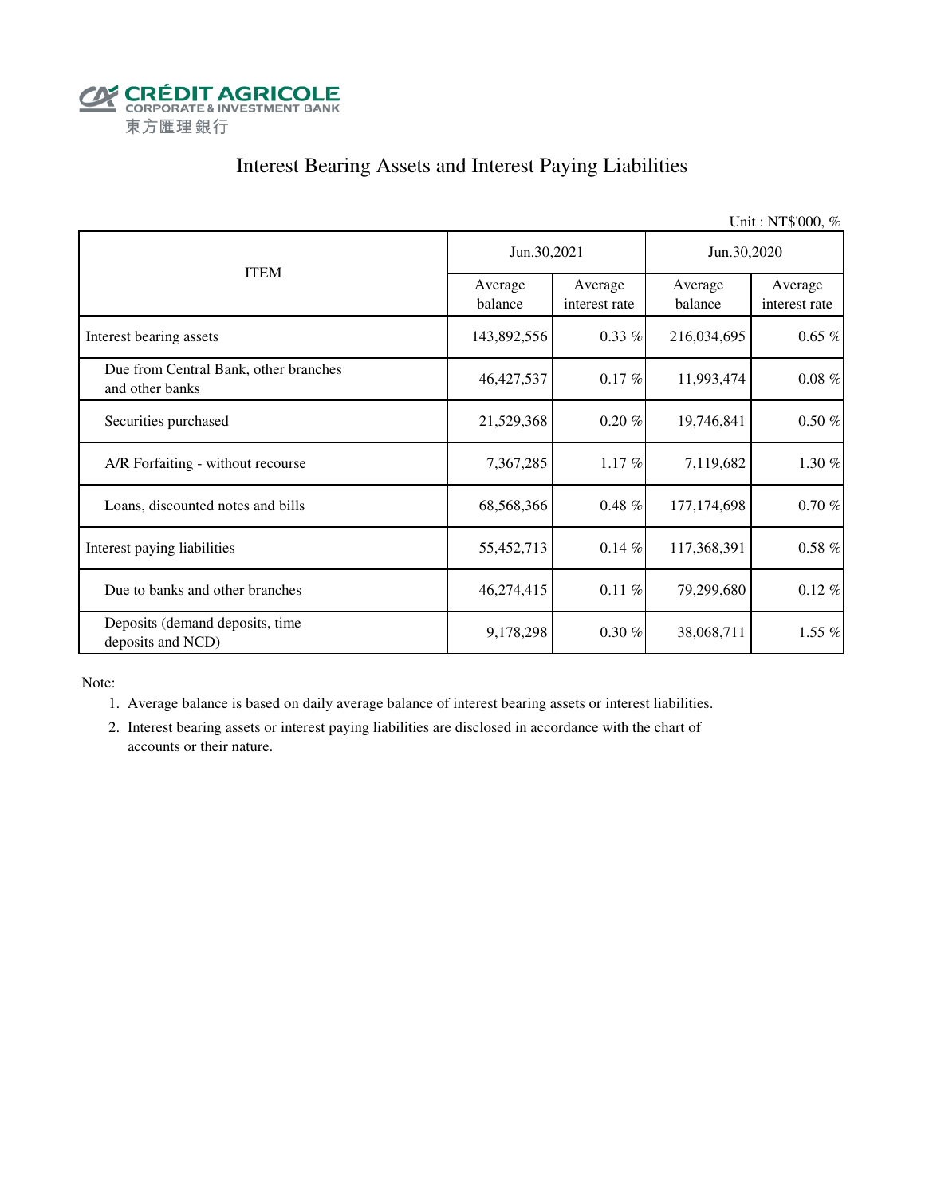CRÉDIT AGRICOLE
CORPORATE & INVESTMENT BANK
東方匯理銀行

# Interest Bearing Assets and Interest Paying Liabilities

Unit : NT$'000, %

| ITEM | Jun.30,2021 | | Jun.30,2020 | |
|---|---|---|---|---|
| | Average balance | Average interest rate | Average balance | Average interest rate |
| Interest bearing assets | 143,892,556 | 0.33 % | 216,034,695 | 0.65 % |
| Due from Central Bank, other branches and other banks | 46,427,537 | 0.17 % | 11,993,474 | 0.08 % |
| Securities purchased | 21,529,368 | 0.20 % | 19,746,841 | 0.50 % |
| A/R Forfaiting - without recourse | 7,367,285 | 1.17 % | 7,119,682 | 1.30 % |
| Loans, discounted notes and bills | 68,568,366 | 0.48 % | 177,174,698 | 0.70 % |
| Interest paying liabilities | 55,452,713 | 0.14 % | 117,368,391 | 0.58 % |
| Due to banks and other branches | 46,274,415 | 0.11 % | 79,299,680 | 0.12 % |
| Deposits (demand deposits, time deposits and NCD) | 9,178,298 | 0.30 % | 38,068,711 | 1.55 % |

Note:

1. Average balance is based on daily average balance of interest bearing assets or interest liabilities.
2. Interest bearing assets or interest paying liabilities are disclosed in accordance with the chart of accounts or their nature.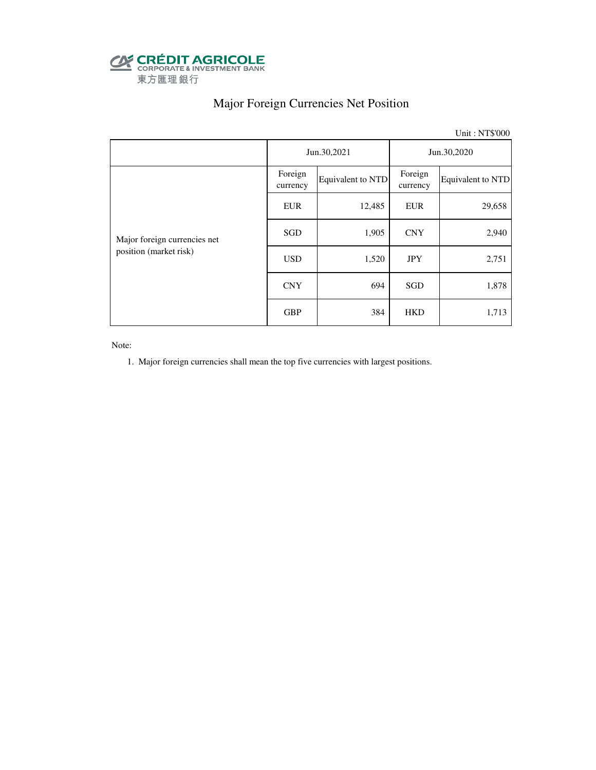CRÉDIT AGRICOLE
CORPORATE & INVESTMENT BANK
東方匯理銀行

# Major Foreign Currencies Net Position

Unit : NT$'000

| | Jun.30,2021 | | Jun.30,2020 | |
|---|---|---|---|---|
| | Foreign currency | Equivalent to NTD | Foreign currency | Equivalent to NTD |
| Major foreign currencies net position (market risk) | EUR | 12,485 | EUR | 29,658 |
| | SGD | 1,905 | CNY | 2,940 |
| | USD | 1,520 | JPY | 2,751 |
| | CNY | 694 | SGD | 1,878 |
| | GBP | 384 | HKD | 1,713 |

Note:

1. Major foreign currencies shall mean the top five currencies with largest positions.